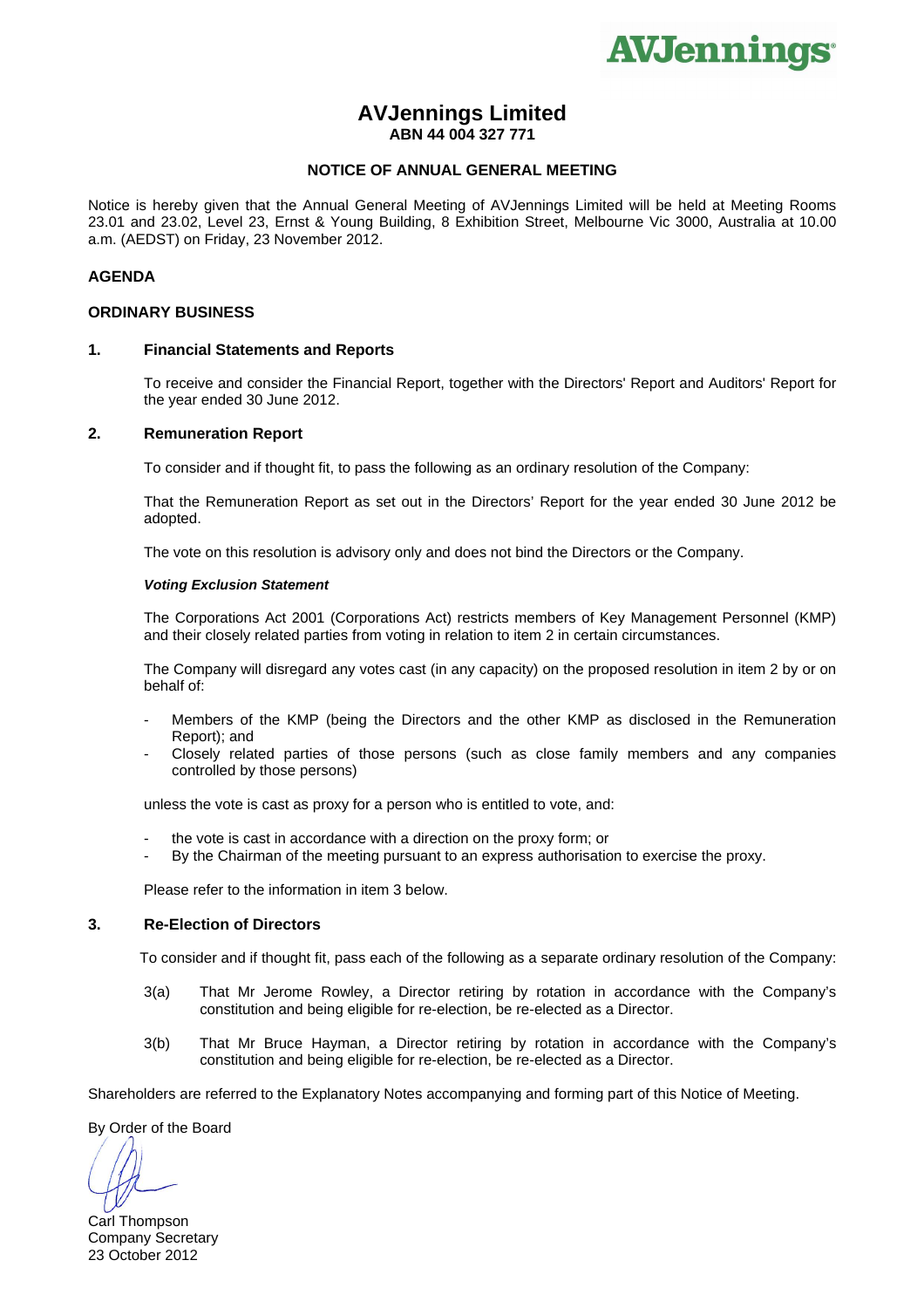AVJennings

# AVJennings Limited

**ABN 44 004 327 771**

## NOTICE OF ANNUAL GENERAL MEETING

Notice is hereby given that the Annual General Meeting of AVJennings Limited will be held at Meeting Rooms 23.01 and 23.02, Level 23, Ernst & Young Building, 8 Exhibition Street, Melbourne Vic 3000, Australia at 10.00 a.m. (AEDST) on Friday, 23 November 2012.

### AGENDA

### ORDINARY BUSINESS

### 1. Financial Statements and Reports

To receive and consider the Financial Report, together with the Directors' Report and Auditors' Report for the year ended 30 June 2012.

### 2. Remuneration Report

To consider and if thought fit, to pass the following as an ordinary resolution of the Company:

That the Remuneration Report as set out in the Directors' Report for the year ended 30 June 2012 be adopted.

The vote on this resolution is advisory only and does not bind the Directors or the Company.

***Voting Exclusion Statement***

The Corporations Act 2001 (Corporations Act) restricts members of Key Management Personnel (KMP) and their closely related parties from voting in relation to item 2 in certain circumstances.

The Company will disregard any votes cast (in any capacity) on the proposed resolution in item 2 by or on behalf of:

- Members of the KMP (being the Directors and the other KMP as disclosed in the Remuneration Report); and
- Closely related parties of those persons (such as close family members and any companies controlled by those persons)

unless the vote is cast as proxy for a person who is entitled to vote, and:

- the vote is cast in accordance with a direction on the proxy form; or
- By the Chairman of the meeting pursuant to an express authorisation to exercise the proxy.

Please refer to the information in item 3 below.

### 3. Re-Election of Directors

To consider and if thought fit, pass each of the following as a separate ordinary resolution of the Company:

3(a) That Mr Jerome Rowley, a Director retiring by rotation in accordance with the Company's constitution and being eligible for re-election, be re-elected as a Director.

3(b) That Mr Bruce Hayman, a Director retiring by rotation in accordance with the Company's constitution and being eligible for re-election, be re-elected as a Director.

Shareholders are referred to the Explanatory Notes accompanying and forming part of this Notice of Meeting.

By Order of the Board

Carl Thompson
Company Secretary
23 October 2012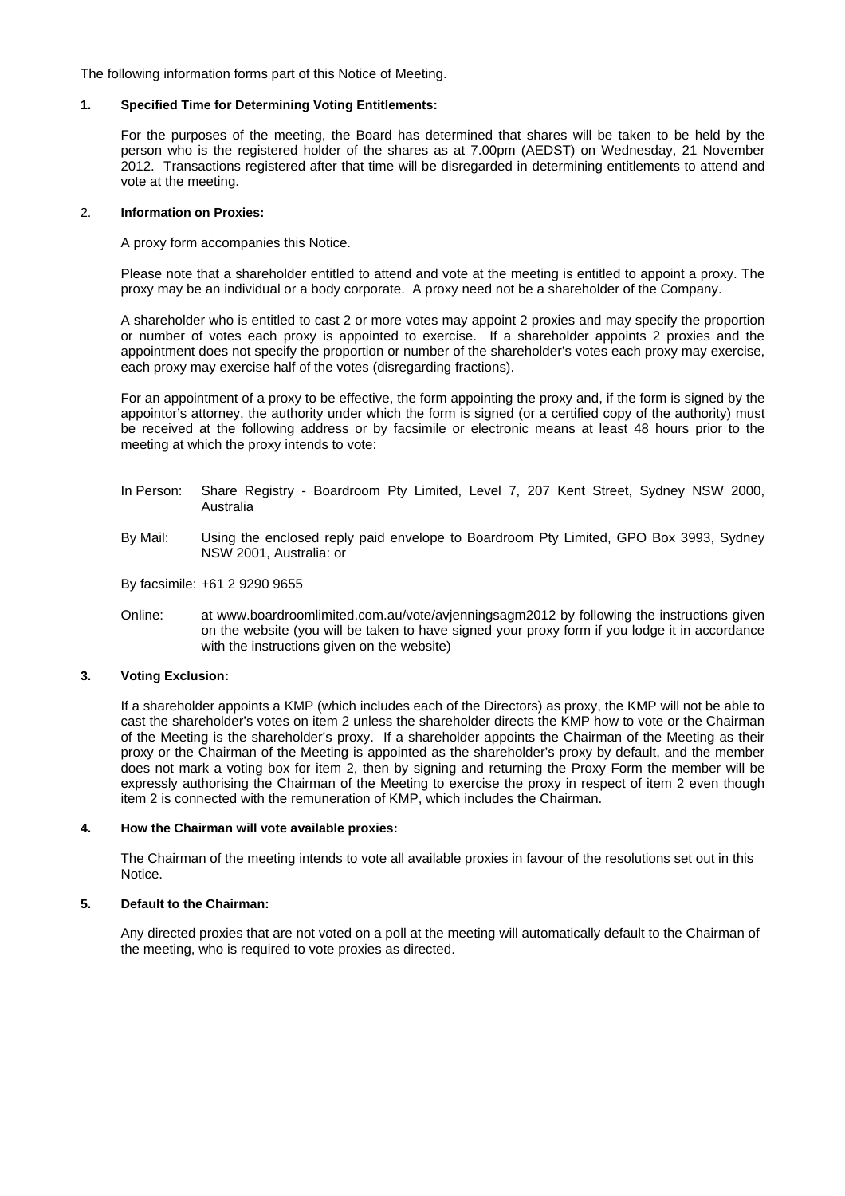The following information forms part of this Notice of Meeting.

**1. Specified Time for Determining Voting Entitlements:**

For the purposes of the meeting, the Board has determined that shares will be taken to be held by the person who is the registered holder of the shares as at 7.00pm (AEDST) on Wednesday, 21 November 2012. Transactions registered after that time will be disregarded in determining entitlements to attend and vote at the meeting.

2. **Information on Proxies:**

A proxy form accompanies this Notice.

Please note that a shareholder entitled to attend and vote at the meeting is entitled to appoint a proxy. The proxy may be an individual or a body corporate. A proxy need not be a shareholder of the Company.

A shareholder who is entitled to cast 2 or more votes may appoint 2 proxies and may specify the proportion or number of votes each proxy is appointed to exercise. If a shareholder appoints 2 proxies and the appointment does not specify the proportion or number of the shareholder's votes each proxy may exercise, each proxy may exercise half of the votes (disregarding fractions).

For an appointment of a proxy to be effective, the form appointing the proxy and, if the form is signed by the appointor's attorney, the authority under which the form is signed (or a certified copy of the authority) must be received at the following address or by facsimile or electronic means at least 48 hours prior to the meeting at which the proxy intends to vote:

In Person: Share Registry - Boardroom Pty Limited, Level 7, 207 Kent Street, Sydney NSW 2000, Australia

By Mail: Using the enclosed reply paid envelope to Boardroom Pty Limited, GPO Box 3993, Sydney NSW 2001, Australia: or

By facsimile: +61 2 9290 9655

Online: at www.boardroomlimited.com.au/vote/avjenningsagm2012 by following the instructions given on the website (you will be taken to have signed your proxy form if you lodge it in accordance with the instructions given on the website)

**3. Voting Exclusion:**

If a shareholder appoints a KMP (which includes each of the Directors) as proxy, the KMP will not be able to cast the shareholder's votes on item 2 unless the shareholder directs the KMP how to vote or the Chairman of the Meeting is the shareholder's proxy. If a shareholder appoints the Chairman of the Meeting as their proxy or the Chairman of the Meeting is appointed as the shareholder's proxy by default, and the member does not mark a voting box for item 2, then by signing and returning the Proxy Form the member will be expressly authorising the Chairman of the Meeting to exercise the proxy in respect of item 2 even though item 2 is connected with the remuneration of KMP, which includes the Chairman.

**4. How the Chairman will vote available proxies:**

The Chairman of the meeting intends to vote all available proxies in favour of the resolutions set out in this Notice.

**5. Default to the Chairman:**

Any directed proxies that are not voted on a poll at the meeting will automatically default to the Chairman of the meeting, who is required to vote proxies as directed.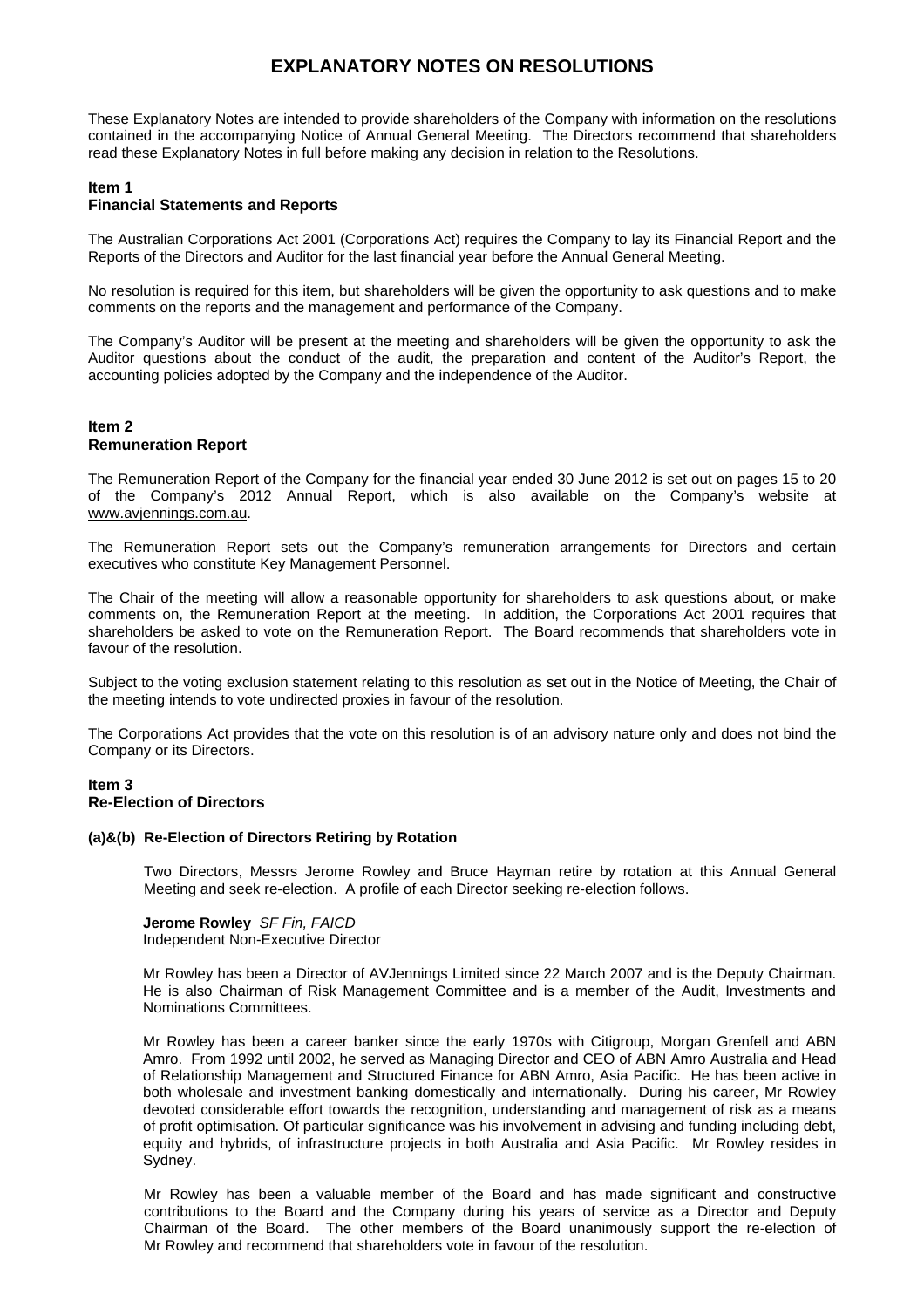# EXPLANATORY NOTES ON RESOLUTIONS

These Explanatory Notes are intended to provide shareholders of the Company with information on the resolutions contained in the accompanying Notice of Annual General Meeting. The Directors recommend that shareholders read these Explanatory Notes in full before making any decision in relation to the Resolutions.

### Item 1
### Financial Statements and Reports

The Australian Corporations Act 2001 (Corporations Act) requires the Company to lay its Financial Report and the Reports of the Directors and Auditor for the last financial year before the Annual General Meeting.

No resolution is required for this item, but shareholders will be given the opportunity to ask questions and to make comments on the reports and the management and performance of the Company.

The Company's Auditor will be present at the meeting and shareholders will be given the opportunity to ask the Auditor questions about the conduct of the audit, the preparation and content of the Auditor's Report, the accounting policies adopted by the Company and the independence of the Auditor.

### Item 2
### Remuneration Report

The Remuneration Report of the Company for the financial year ended 30 June 2012 is set out on pages 15 to 20 of the Company's 2012 Annual Report, which is also available on the Company's website at www.avjennings.com.au.

The Remuneration Report sets out the Company's remuneration arrangements for Directors and certain executives who constitute Key Management Personnel.

The Chair of the meeting will allow a reasonable opportunity for shareholders to ask questions about, or make comments on, the Remuneration Report at the meeting. In addition, the Corporations Act 2001 requires that shareholders be asked to vote on the Remuneration Report. The Board recommends that shareholders vote in favour of the resolution.

Subject to the voting exclusion statement relating to this resolution as set out in the Notice of Meeting, the Chair of the meeting intends to vote undirected proxies in favour of the resolution.

The Corporations Act provides that the vote on this resolution is of an advisory nature only and does not bind the Company or its Directors.

### Item 3
### Re-Election of Directors

#### (a)&(b) Re-Election of Directors Retiring by Rotation

Two Directors, Messrs Jerome Rowley and Bruce Hayman retire by rotation at this Annual General Meeting and seek re-election. A profile of each Director seeking re-election follows.

**Jerome Rowley** *SF Fin, FAICD*
Independent Non-Executive Director

Mr Rowley has been a Director of AVJennings Limited since 22 March 2007 and is the Deputy Chairman. He is also Chairman of Risk Management Committee and is a member of the Audit, Investments and Nominations Committees.

Mr Rowley has been a career banker since the early 1970s with Citigroup, Morgan Grenfell and ABN Amro. From 1992 until 2002, he served as Managing Director and CEO of ABN Amro Australia and Head of Relationship Management and Structured Finance for ABN Amro, Asia Pacific. He has been active in both wholesale and investment banking domestically and internationally. During his career, Mr Rowley devoted considerable effort towards the recognition, understanding and management of risk as a means of profit optimisation. Of particular significance was his involvement in advising and funding including debt, equity and hybrids, of infrastructure projects in both Australia and Asia Pacific. Mr Rowley resides in Sydney.

Mr Rowley has been a valuable member of the Board and has made significant and constructive contributions to the Board and the Company during his years of service as a Director and Deputy Chairman of the Board. The other members of the Board unanimously support the re-election of Mr Rowley and recommend that shareholders vote in favour of the resolution.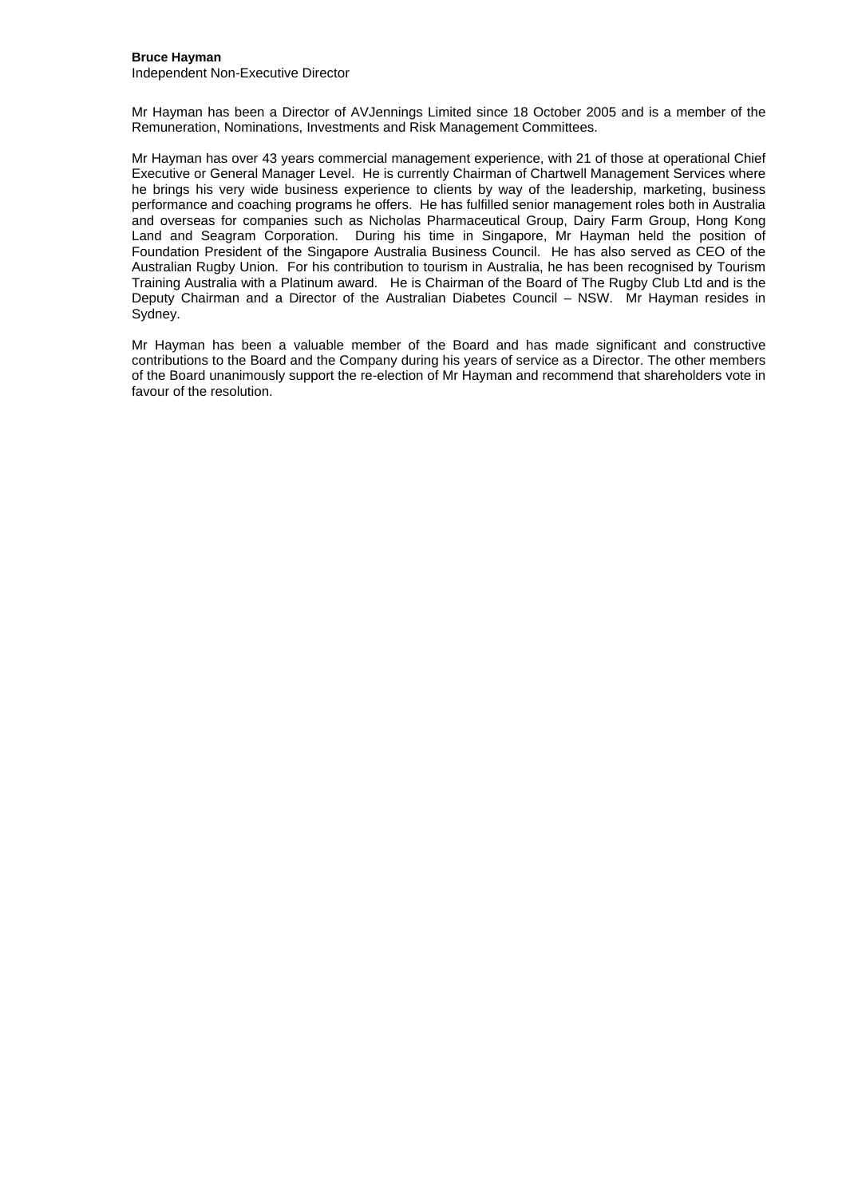**Bruce Hayman**
Independent Non-Executive Director

Mr Hayman has been a Director of AVJennings Limited since 18 October 2005 and is a member of the Remuneration, Nominations, Investments and Risk Management Committees.

Mr Hayman has over 43 years commercial management experience, with 21 of those at operational Chief Executive or General Manager Level. He is currently Chairman of Chartwell Management Services where he brings his very wide business experience to clients by way of the leadership, marketing, business performance and coaching programs he offers. He has fulfilled senior management roles both in Australia and overseas for companies such as Nicholas Pharmaceutical Group, Dairy Farm Group, Hong Kong Land and Seagram Corporation. During his time in Singapore, Mr Hayman held the position of Foundation President of the Singapore Australia Business Council. He has also served as CEO of the Australian Rugby Union. For his contribution to tourism in Australia, he has been recognised by Tourism Training Australia with a Platinum award. He is Chairman of the Board of The Rugby Club Ltd and is the Deputy Chairman and a Director of the Australian Diabetes Council – NSW. Mr Hayman resides in Sydney.

Mr Hayman has been a valuable member of the Board and has made significant and constructive contributions to the Board and the Company during his years of service as a Director. The other members of the Board unanimously support the re-election of Mr Hayman and recommend that shareholders vote in favour of the resolution.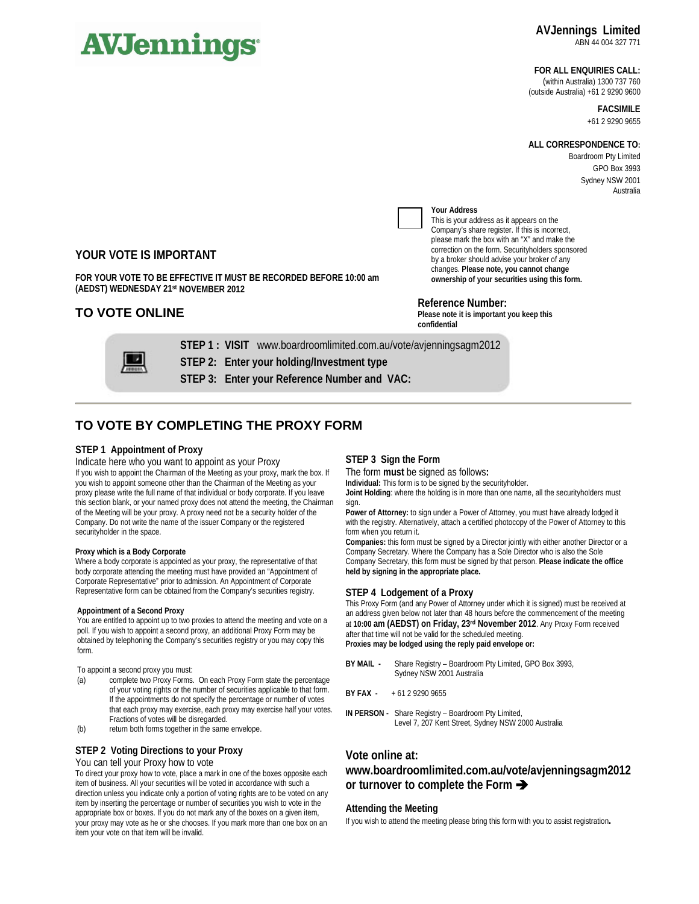**AVJennings**

**AVJennings Limited**
ABN 44 004 327 771

**FOR ALL ENQUIRIES CALL:**
(within Australia) 1300 737 760
(outside Australia) +61 2 9290 9600

**FACSIMILE**
+61 2 9290 9655

**ALL CORRESPONDENCE TO:**
Boardroom Pty Limited
GPO Box 3993
Sydney NSW 2001
Australia

**Your Address**
This is your address as it appears on the Company's share register. If this is incorrect, please mark the box with an "X" and make the correction on the form. Securityholders sponsored by a broker should advise your broker of any changes. **Please note, you cannot change ownership of your securities using this form.**

## YOUR VOTE IS IMPORTANT

**FOR YOUR VOTE TO BE EFFECTIVE IT MUST BE RECORDED BEFORE 10:00 am (AEDST) WEDNESDAY 21st NOVEMBER 2012**

**Reference Number:**
**Please note it is important you keep this confidential**

## TO VOTE ONLINE

**STEP 1 : VISIT** www.boardroomlimited.com.au/vote/avjenningsagm2012

**STEP 2: Enter your holding/Investment type**

**STEP 3: Enter your Reference Number and VAC:**

## TO VOTE BY COMPLETING THE PROXY FORM

### STEP 1 Appointment of Proxy

Indicate here who you want to appoint as your Proxy

If you wish to appoint the Chairman of the Meeting as your proxy, mark the box. If you wish to appoint someone other than the Chairman of the Meeting as your proxy please write the full name of that individual or body corporate. If you leave this section blank, or your named proxy does not attend the meeting, the Chairman of the Meeting will be your proxy. A proxy need not be a security holder of the Company. Do not write the name of the issuer Company or the registered securityholder in the space.

**Proxy which is a Body Corporate**

Where a body corporate is appointed as your proxy, the representative of that body corporate attending the meeting must have provided an "Appointment of Corporate Representative" prior to admission. An Appointment of Corporate Representative form can be obtained from the Company's securities registry.

**Appointment of a Second Proxy**

You are entitled to appoint up to two proxies to attend the meeting and vote on a poll. If you wish to appoint a second proxy, an additional Proxy Form may be obtained by telephoning the Company's securities registry or you may copy this form.

To appoint a second proxy you must:

(a) complete two Proxy Forms. On each Proxy Form state the percentage of your voting rights or the number of securities applicable to that form. If the appointments do not specify the percentage or number of votes that each proxy may exercise, each proxy may exercise half your votes. Fractions of votes will be disregarded.

(b) return both forms together in the same envelope.

### STEP 2 Voting Directions to your Proxy

You can tell your Proxy how to vote

To direct your proxy how to vote, place a mark in one of the boxes opposite each item of business. All your securities will be voted in accordance with such a direction unless you indicate only a portion of voting rights are to be voted on any item by inserting the percentage or number of securities you wish to vote in the appropriate box or boxes. If you do not mark any of the boxes on a given item, your proxy may vote as he or she chooses. If you mark more than one box on an item your vote on that item will be invalid.

### STEP 3 Sign the Form

The form **must** be signed as follows**:**

**Individual:** This form is to be signed by the securityholder.

**Joint Holding**: where the holding is in more than one name, all the securityholders must sign.

**Power of Attorney:** to sign under a Power of Attorney, you must have already lodged it with the registry. Alternatively, attach a certified photocopy of the Power of Attorney to this form when you return it.

**Companies:** this form must be signed by a Director jointly with either another Director or a Company Secretary. Where the Company has a Sole Director who is also the Sole Company Secretary, this form must be signed by that person. **Please indicate the office held by signing in the appropriate place.**

### STEP 4 Lodgement of a Proxy

This Proxy Form (and any Power of Attorney under which it is signed) must be received at an address given below not later than 48 hours before the commencement of the meeting at **10:00 am (AEDST) on Friday, 23rd November 2012**. Any Proxy Form received after that time will not be valid for the scheduled meeting.

**Proxies may be lodged using the reply paid envelope or:**

**BY MAIL -** Share Registry – Boardroom Pty Limited, GPO Box 3993, Sydney NSW 2001 Australia

**BY FAX -** + 61 2 9290 9655

**IN PERSON -** Share Registry – Boardroom Pty Limited, Level 7, 207 Kent Street, Sydney NSW 2000 Australia

### Vote online at: www.boardroomlimited.com.au/vote/avjenningsagm2012 or turnover to complete the Form ➔

### Attending the Meeting

If you wish to attend the meeting please bring this form with you to assist registration**.**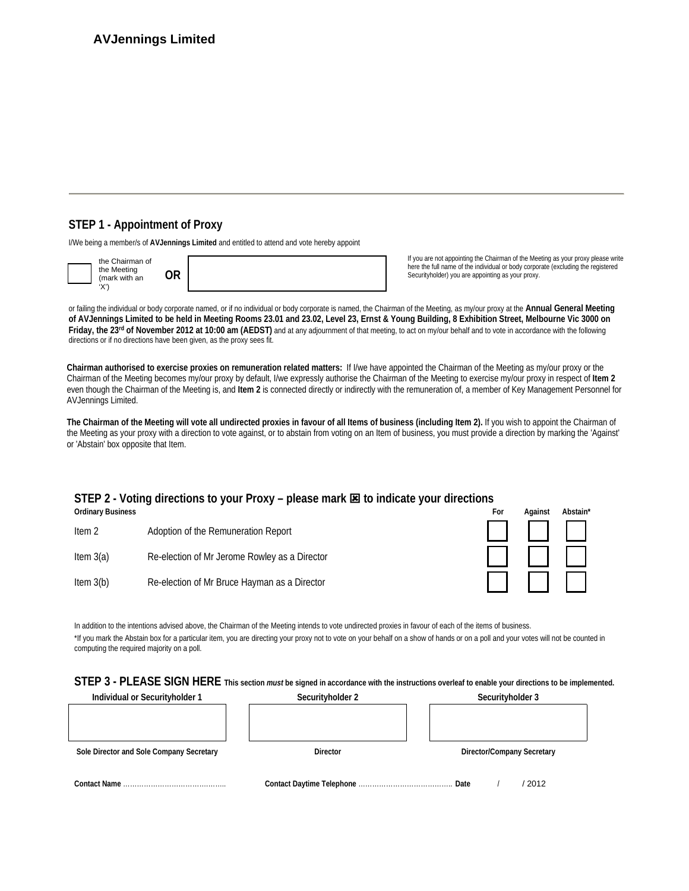# AVJennings Limited

## STEP 1 - Appointment of Proxy

I/We being a member/s of **AVJennings Limited** and entitled to attend and vote hereby appoint

☐ the Chairman of the Meeting (mark with an 'X') **OR** ____________________

If you are not appointing the Chairman of the Meeting as your proxy please write here the full name of the individual or body corporate (excluding the registered Securityholder) you are appointing as your proxy.

or failing the individual or body corporate named, or if no individual or body corporate is named, the Chairman of the Meeting, as my/our proxy at the **Annual General Meeting of AVJennings Limited to be held in Meeting Rooms 23.01 and 23.02, Level 23, Ernst & Young Building, 8 Exhibition Street, Melbourne Vic 3000 on Friday, the 23rd of November 2012 at 10:00 am (AEDST)** and at any adjournment of that meeting, to act on my/our behalf and to vote in accordance with the following directions or if no directions have been given, as the proxy sees fit.

**Chairman authorised to exercise proxies on remuneration related matters:** If I/we have appointed the Chairman of the Meeting as my/our proxy or the Chairman of the Meeting becomes my/our proxy by default, I/we expressly authorise the Chairman of the Meeting to exercise my/our proxy in respect of **Item 2** even though the Chairman of the Meeting is, and **Item 2** is connected directly or indirectly with the remuneration of, a member of Key Management Personnel for AVJennings Limited.

**The Chairman of the Meeting will vote all undirected proxies in favour of all Items of business (including Item 2).** If you wish to appoint the Chairman of the Meeting as your proxy with a direction to vote against, or to abstain from voting on an Item of business, you must provide a direction by marking the 'Against' or 'Abstain' box opposite that Item.

## STEP 2 - Voting directions to your Proxy – please mark ☒ to indicate your directions

| Ordinary Business | | For | Against | Abstain* |
|---|---|---|---|---|
| Item 2 | Adoption of the Remuneration Report | ☐ | ☐ | ☐ |
| Item 3(a) | Re-election of Mr Jerome Rowley as a Director | ☐ | ☐ | ☐ |
| Item 3(b) | Re-election of Mr Bruce Hayman as a Director | ☐ | ☐ | ☐ |

In addition to the intentions advised above, the Chairman of the Meeting intends to vote undirected proxies in favour of each of the items of business.

*If you mark the Abstain box for a particular item, you are directing your proxy not to vote on your behalf on a show of hands or on a poll and your votes will not be counted in computing the required majority on a poll.

## STEP 3 - PLEASE SIGN HERE

This section *must* be signed in accordance with the instructions overleaf to enable your directions to be implemented.

| Individual or Securityholder 1 | Securityholder 2 | Securityholder 3 |
|---|---|---|
| | | |
| Sole Director and Sole Company Secretary | Director | Director/Company Secretary |

**Contact Name** ……………………………………..  **Contact Daytime Telephone** …………………………………. **Date** / / 2012